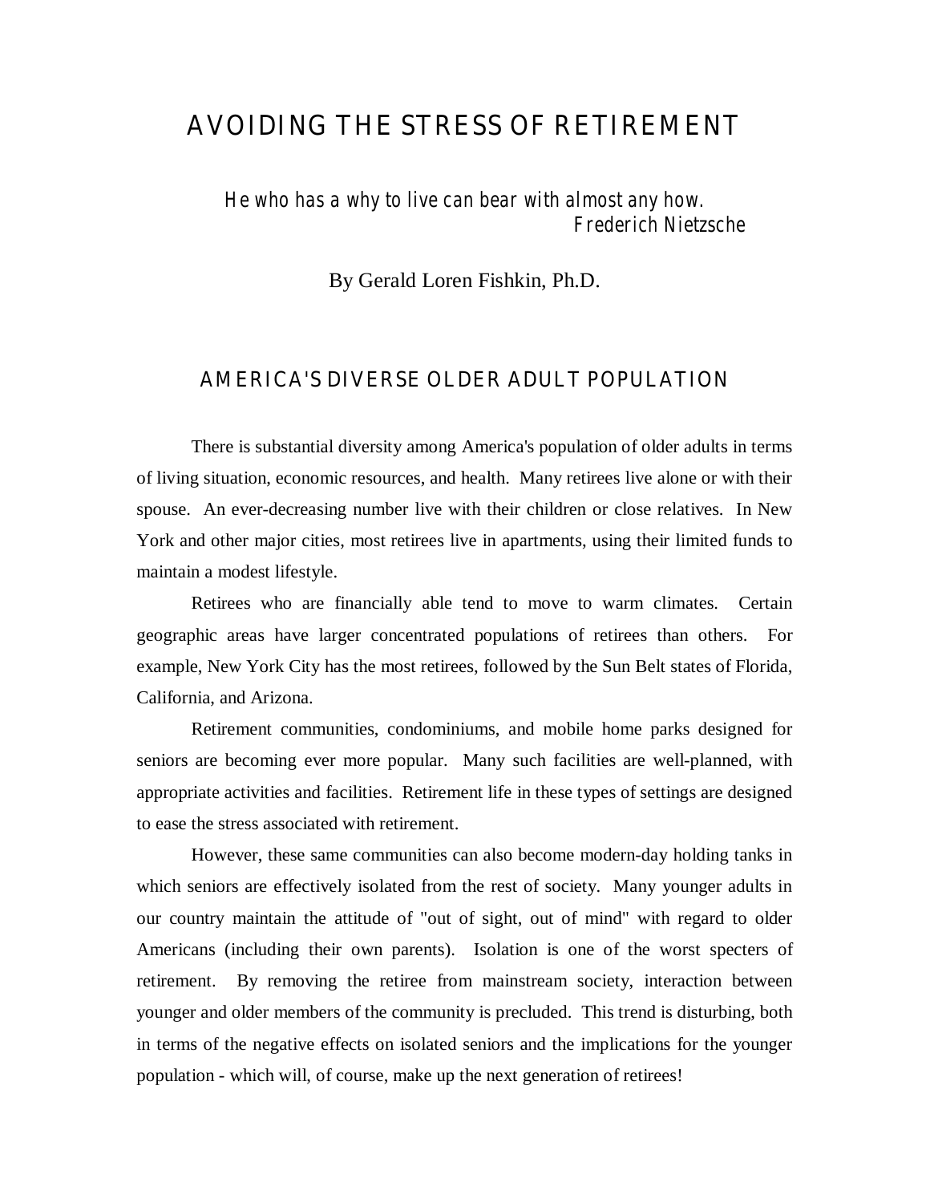# AVOIDING THE STRESS OF RETIREMENT

*He who has a why to live can bear with almost any how.*
*Frederich Nietzsche*

By Gerald Loren Fishkin, Ph.D.

## AMERICA'S DIVERSE OLDER ADULT POPULATION

There is substantial diversity among America's population of older adults in terms of living situation, economic resources, and health. Many retirees live alone or with their spouse. An ever-decreasing number live with their children or close relatives. In New York and other major cities, most retirees live in apartments, using their limited funds to maintain a modest lifestyle.

Retirees who are financially able tend to move to warm climates. Certain geographic areas have larger concentrated populations of retirees than others. For example, New York City has the most retirees, followed by the Sun Belt states of Florida, California, and Arizona.

Retirement communities, condominiums, and mobile home parks designed for seniors are becoming ever more popular. Many such facilities are well-planned, with appropriate activities and facilities. Retirement life in these types of settings are designed to ease the stress associated with retirement.

However, these same communities can also become modern-day holding tanks in which seniors are effectively isolated from the rest of society. Many younger adults in our country maintain the attitude of "out of sight, out of mind" with regard to older Americans (including their own parents). Isolation is one of the worst specters of retirement. By removing the retiree from mainstream society, interaction between younger and older members of the community is precluded. This trend is disturbing, both in terms of the negative effects on isolated seniors and the implications for the younger population - which will, of course, make up the next generation of retirees!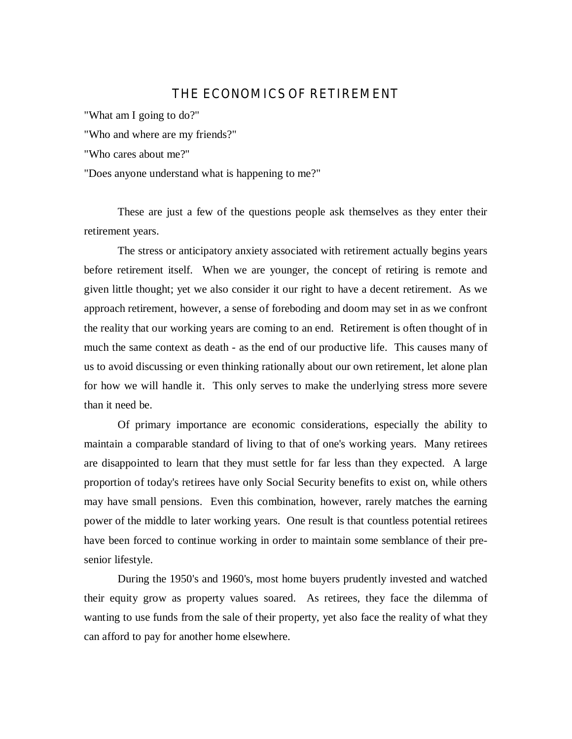# THE ECONOMICS OF RETIREMENT

"What am I going to do?"

"Who and where are my friends?"

"Who cares about me?"

"Does anyone understand what is happening to me?"

These are just a few of the questions people ask themselves as they enter their retirement years.

The stress or anticipatory anxiety associated with retirement actually begins years before retirement itself. When we are younger, the concept of retiring is remote and given little thought; yet we also consider it our right to have a decent retirement. As we approach retirement, however, a sense of foreboding and doom may set in as we confront the reality that our working years are coming to an end. Retirement is often thought of in much the same context as death - as the end of our productive life. This causes many of us to avoid discussing or even thinking rationally about our own retirement, let alone plan for how we will handle it. This only serves to make the underlying stress more severe than it need be.

Of primary importance are economic considerations, especially the ability to maintain a comparable standard of living to that of one's working years. Many retirees are disappointed to learn that they must settle for far less than they expected. A large proportion of today's retirees have only Social Security benefits to exist on, while others may have small pensions. Even this combination, however, rarely matches the earning power of the middle to later working years. One result is that countless potential retirees have been forced to continue working in order to maintain some semblance of their pre-senior lifestyle.

During the 1950's and 1960's, most home buyers prudently invested and watched their equity grow as property values soared. As retirees, they face the dilemma of wanting to use funds from the sale of their property, yet also face the reality of what they can afford to pay for another home elsewhere.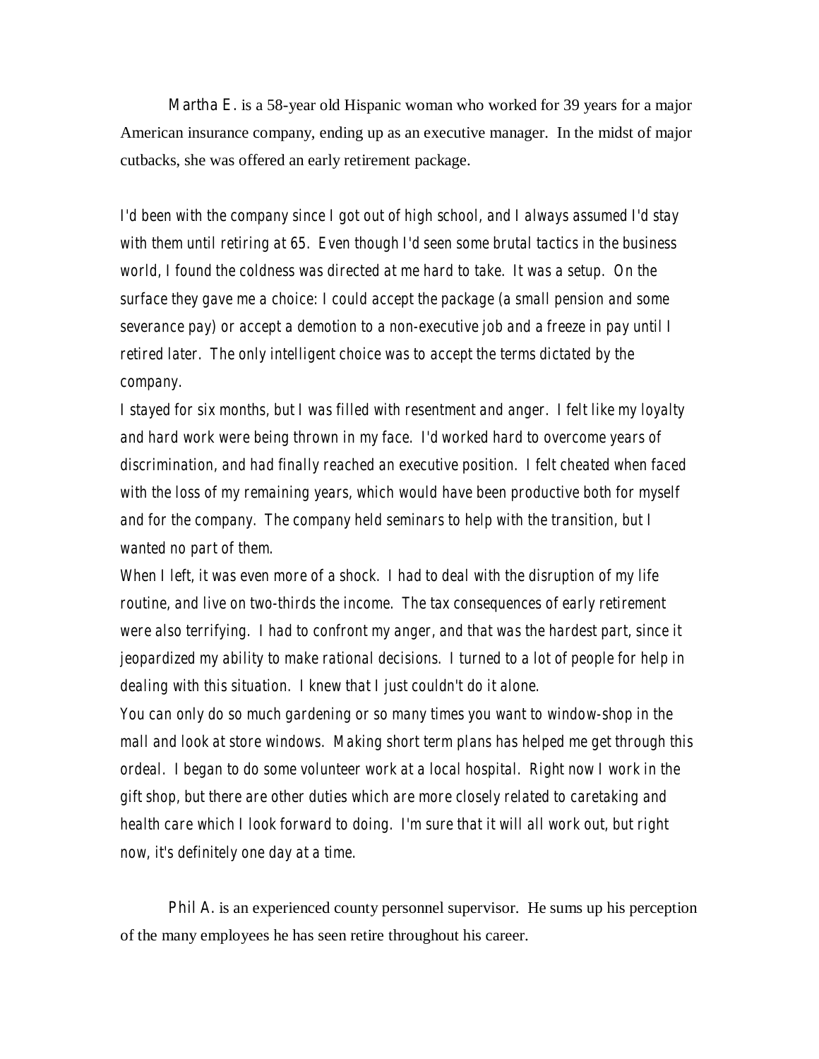Martha E. is a 58-year old Hispanic woman who worked for 39 years for a major American insurance company, ending up as an executive manager. In the midst of major cutbacks, she was offered an early retirement package.

*I'd been with the company since I got out of high school, and I always assumed I'd stay with them until retiring at 65. Even though I'd seen some brutal tactics in the business world, I found the coldness was directed at me hard to take. It was a setup. On the surface they gave me a choice: I could accept the package (a small pension and some severance pay) or accept a demotion to a non-executive job and a freeze in pay until I retired later. The only intelligent choice was to accept the terms dictated by the company.*

*I stayed for six months, but I was filled with resentment and anger. I felt like my loyalty and hard work were being thrown in my face. I'd worked hard to overcome years of discrimination, and had finally reached an executive position. I felt cheated when faced with the loss of my remaining years, which would have been productive both for myself and for the company. The company held seminars to help with the transition, but I wanted no part of them.*

*When I left, it was even more of a shock. I had to deal with the disruption of my life routine, and live on two-thirds the income. The tax consequences of early retirement were also terrifying. I had to confront my anger, and that was the hardest part, since it jeopardized my ability to make rational decisions. I turned to a lot of people for help in dealing with this situation. I knew that I just couldn't do it alone.*

*You can only do so much gardening or so many times you want to window-shop in the mall and look at store windows. Making short term plans has helped me get through this ordeal. I began to do some volunteer work at a local hospital. Right now I work in the gift shop, but there are other duties which are more closely related to caretaking and health care which I look forward to doing. I'm sure that it will all work out, but right now, it's definitely one day at a time.*

Phil A. is an experienced county personnel supervisor. He sums up his perception of the many employees he has seen retire throughout his career.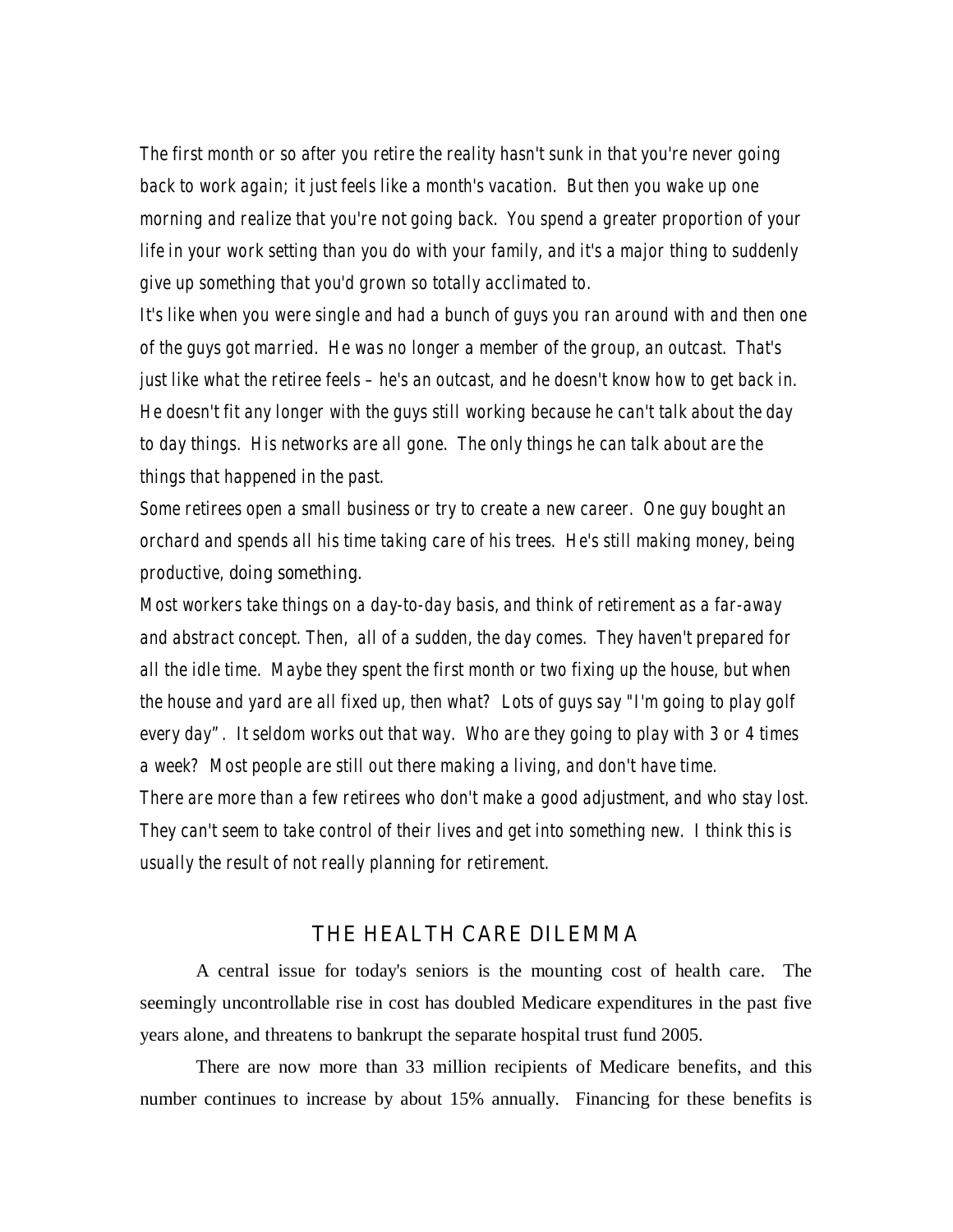*The first month or so after you retire the reality hasn't sunk in that you're never going back to work again; it just feels like a month's vacation. But then you wake up one morning and realize that you're not going back. You spend a greater proportion of your life in your work setting than you do with your family, and it's a major thing to suddenly give up something that you'd grown so totally acclimated to.*

*It's like when you were single and had a bunch of guys you ran around with and then one of the guys got married. He was no longer a member of the group, an outcast. That's just like what the retiree feels – he's an outcast, and he doesn't know how to get back in. He doesn't fit any longer with the guys still working because he can't talk about the day to day things. His networks are all gone. The only things he can talk about are the things that happened in the past.*

*Some retirees open a small business or try to create a new career. One guy bought an orchard and spends all his time taking care of his trees. He's still making money, being productive, doing something.*

*Most workers take things on a day-to-day basis, and think of retirement as a far-away and abstract concept. Then, all of a sudden, the day comes. They haven't prepared for all the idle time. Maybe they spent the first month or two fixing up the house, but when the house and yard are all fixed up, then what? Lots of guys say "I'm going to play golf every day". It seldom works out that way. Who are they going to play with 3 or 4 times a week? Most people are still out there making a living, and don't have time.*

*There are more than a few retirees who don't make a good adjustment, and who stay lost. They can't seem to take control of their lives and get into something new. I think this is usually the result of not really planning for retirement.*

## THE HEALTH CARE DILEMMA

A central issue for today's seniors is the mounting cost of health care. The seemingly uncontrollable rise in cost has doubled Medicare expenditures in the past five years alone, and threatens to bankrupt the separate hospital trust fund 2005.

There are now more than 33 million recipients of Medicare benefits, and this number continues to increase by about 15% annually. Financing for these benefits is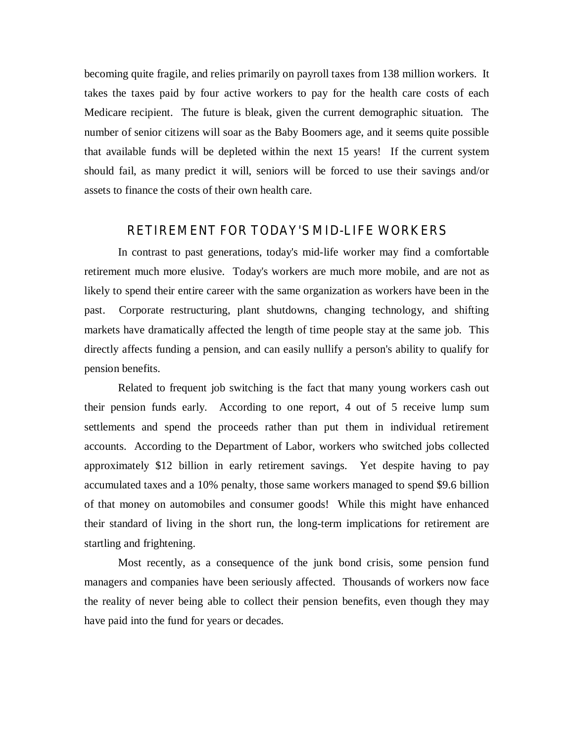becoming quite fragile, and relies primarily on payroll taxes from 138 million workers. It takes the taxes paid by four active workers to pay for the health care costs of each Medicare recipient. The future is bleak, given the current demographic situation. The number of senior citizens will soar as the Baby Boomers age, and it seems quite possible that available funds will be depleted within the next 15 years! If the current system should fail, as many predict it will, seniors will be forced to use their savings and/or assets to finance the costs of their own health care.

## RETIREMENT FOR TODAY'S MID-LIFE WORKERS

In contrast to past generations, today's mid-life worker may find a comfortable retirement much more elusive. Today's workers are much more mobile, and are not as likely to spend their entire career with the same organization as workers have been in the past. Corporate restructuring, plant shutdowns, changing technology, and shifting markets have dramatically affected the length of time people stay at the same job. This directly affects funding a pension, and can easily nullify a person's ability to qualify for pension benefits.

Related to frequent job switching is the fact that many young workers cash out their pension funds early. According to one report, 4 out of 5 receive lump sum settlements and spend the proceeds rather than put them in individual retirement accounts. According to the Department of Labor, workers who switched jobs collected approximately $12 billion in early retirement savings. Yet despite having to pay accumulated taxes and a 10% penalty, those same workers managed to spend $9.6 billion of that money on automobiles and consumer goods! While this might have enhanced their standard of living in the short run, the long-term implications for retirement are startling and frightening.

Most recently, as a consequence of the junk bond crisis, some pension fund managers and companies have been seriously affected. Thousands of workers now face the reality of never being able to collect their pension benefits, even though they may have paid into the fund for years or decades.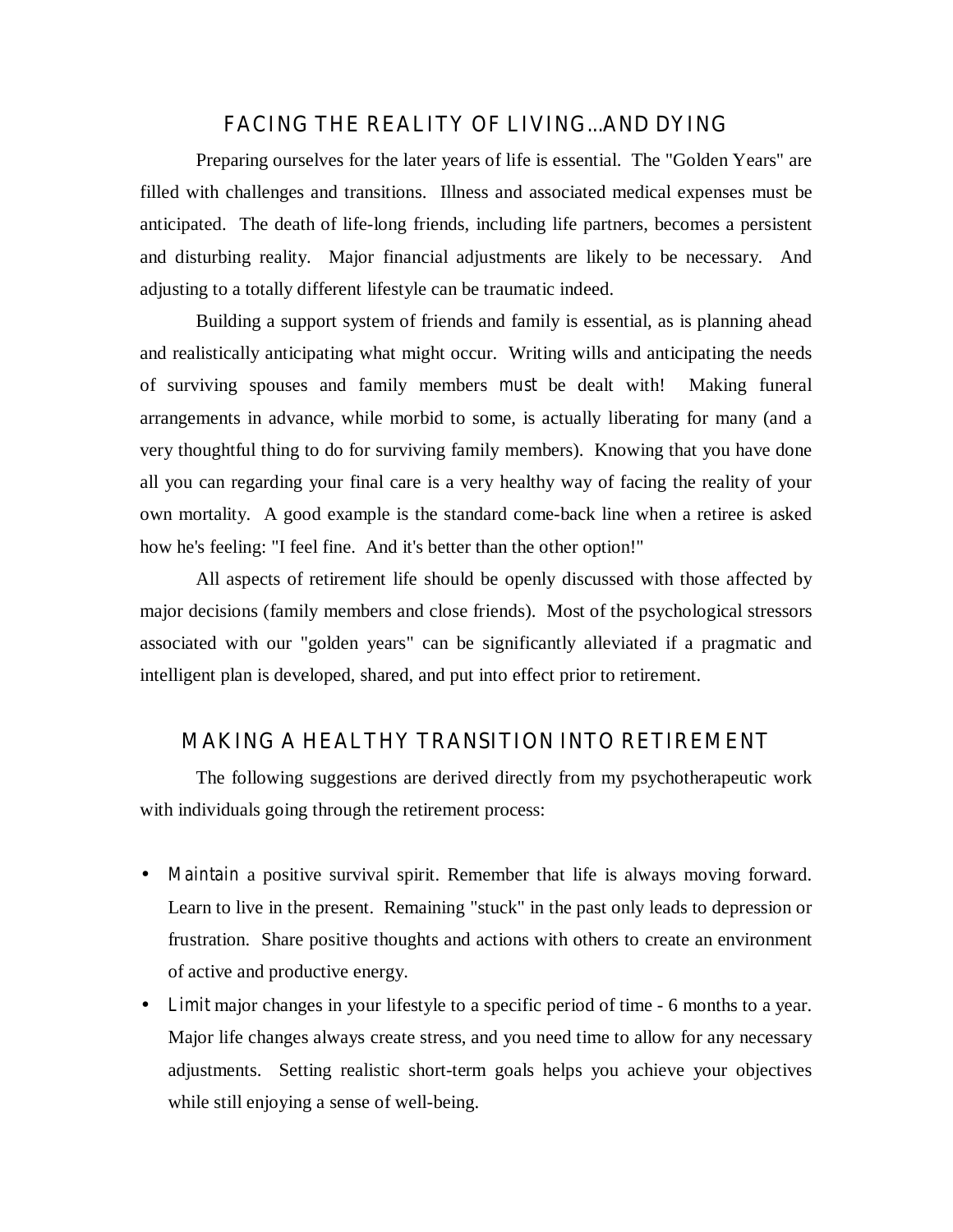## FACING THE REALITY OF LIVING...AND DYING

Preparing ourselves for the later years of life is essential. The "Golden Years" are filled with challenges and transitions. Illness and associated medical expenses must be anticipated. The death of life-long friends, including life partners, becomes a persistent and disturbing reality. Major financial adjustments are likely to be necessary. And adjusting to a totally different lifestyle can be traumatic indeed.

Building a support system of friends and family is essential, as is planning ahead and realistically anticipating what might occur. Writing wills and anticipating the needs of surviving spouses and family members *must* be dealt with! Making funeral arrangements in advance, while morbid to some, is actually liberating for many (and a very thoughtful thing to do for surviving family members). Knowing that you have done all you can regarding your final care is a very healthy way of facing the reality of your own mortality. A good example is the standard come-back line when a retiree is asked how he's feeling: "I feel fine. And it's better than the other option!"

All aspects of retirement life should be openly discussed with those affected by major decisions (family members and close friends). Most of the psychological stressors associated with our "golden years" can be significantly alleviated if a pragmatic and intelligent plan is developed, shared, and put into effect prior to retirement.

## MAKING A HEALTHY TRANSITION INTO RETIREMENT

The following suggestions are derived directly from my psychotherapeutic work with individuals going through the retirement process:

- *Maintain* a positive survival spirit. Remember that life is always moving forward. Learn to live in the present. Remaining "stuck" in the past only leads to depression or frustration. Share positive thoughts and actions with others to create an environment of active and productive energy.
- *Limit* major changes in your lifestyle to a specific period of time - 6 months to a year. Major life changes always create stress, and you need time to allow for any necessary adjustments. Setting realistic short-term goals helps you achieve your objectives while still enjoying a sense of well-being.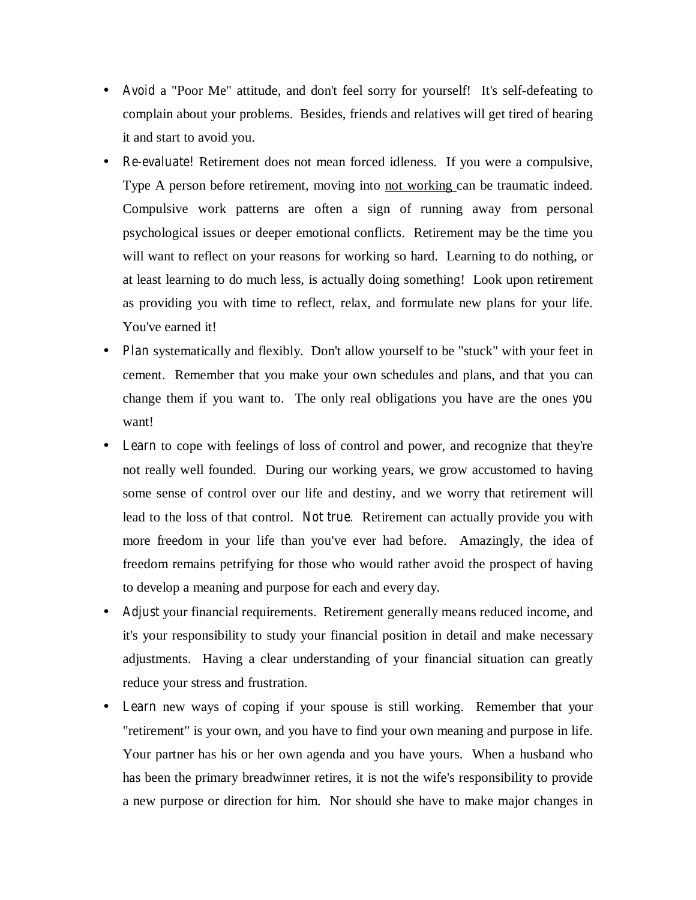- *Avoid* a "Poor Me" attitude, and don't feel sorry for yourself! It's self-defeating to complain about your problems. Besides, friends and relatives will get tired of hearing it and start to avoid you.
- *Re-evaluate!* Retirement does not mean forced idleness. If you were a compulsive, Type A person before retirement, moving into <u>not working</u> can be traumatic indeed. Compulsive work patterns are often a sign of running away from personal psychological issues or deeper emotional conflicts. Retirement may be the time you will want to reflect on your reasons for working so hard. Learning to do nothing, or at least learning to do much less, is actually doing something! Look upon retirement as providing you with time to reflect, relax, and formulate new plans for your life. You've earned it!
- *Plan* systematically and flexibly. Don't allow yourself to be "stuck" with your feet in cement. Remember that you make your own schedules and plans, and that you can change them if you want to. The only real obligations you have are the ones *you* want!
- *Learn* to cope with feelings of loss of control and power, and recognize that they're not really well founded. During our working years, we grow accustomed to having some sense of control over our life and destiny, and we worry that retirement will lead to the loss of that control. *Not true*. Retirement can actually provide you with more freedom in your life than you've ever had before. Amazingly, the idea of freedom remains petrifying for those who would rather avoid the prospect of having to develop a meaning and purpose for each and every day.
- *Adjust* your financial requirements. Retirement generally means reduced income, and it's your responsibility to study your financial position in detail and make necessary adjustments. Having a clear understanding of your financial situation can greatly reduce your stress and frustration.
- *Learn* new ways of coping if your spouse is still working. Remember that your "retirement" is your own, and you have to find your own meaning and purpose in life. Your partner has his or her own agenda and you have yours. When a husband who has been the primary breadwinner retires, it is not the wife's responsibility to provide a new purpose or direction for him. Nor should she have to make major changes in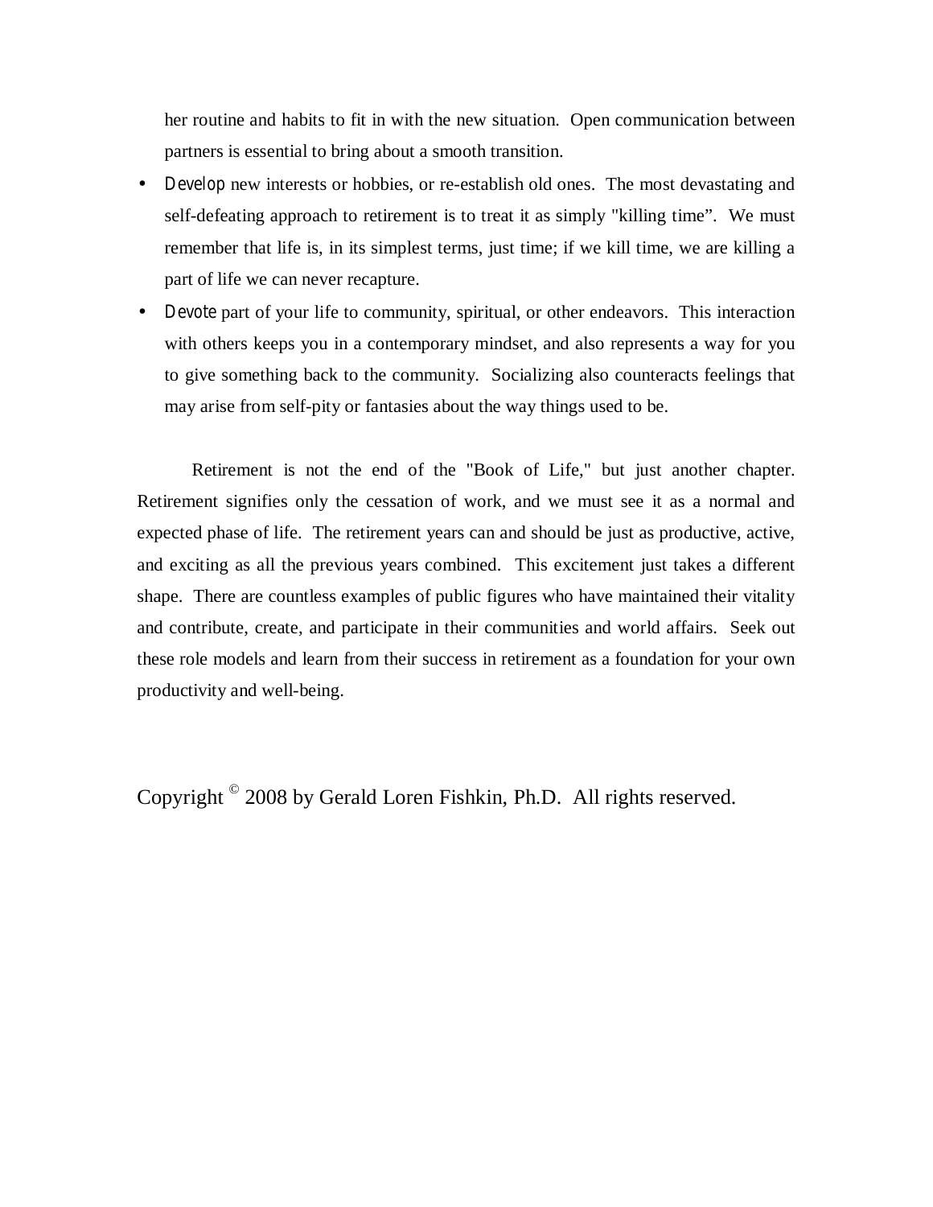her routine and habits to fit in with the new situation. Open communication between partners is essential to bring about a smooth transition.

- *Develop* new interests or hobbies, or re-establish old ones. The most devastating and self-defeating approach to retirement is to treat it as simply "killing time". We must remember that life is, in its simplest terms, just time; if we kill time, we are killing a part of life we can never recapture.
- *Devote* part of your life to community, spiritual, or other endeavors. This interaction with others keeps you in a contemporary mindset, and also represents a way for you to give something back to the community. Socializing also counteracts feelings that may arise from self-pity or fantasies about the way things used to be.

Retirement is not the end of the "Book of Life," but just another chapter. Retirement signifies only the cessation of work, and we must see it as a normal and expected phase of life. The retirement years can and should be just as productive, active, and exciting as all the previous years combined. This excitement just takes a different shape. There are countless examples of public figures who have maintained their vitality and contribute, create, and participate in their communities and world affairs. Seek out these role models and learn from their success in retirement as a foundation for your own productivity and well-being.

Copyright © 2008 by Gerald Loren Fishkin, Ph.D. All rights reserved.